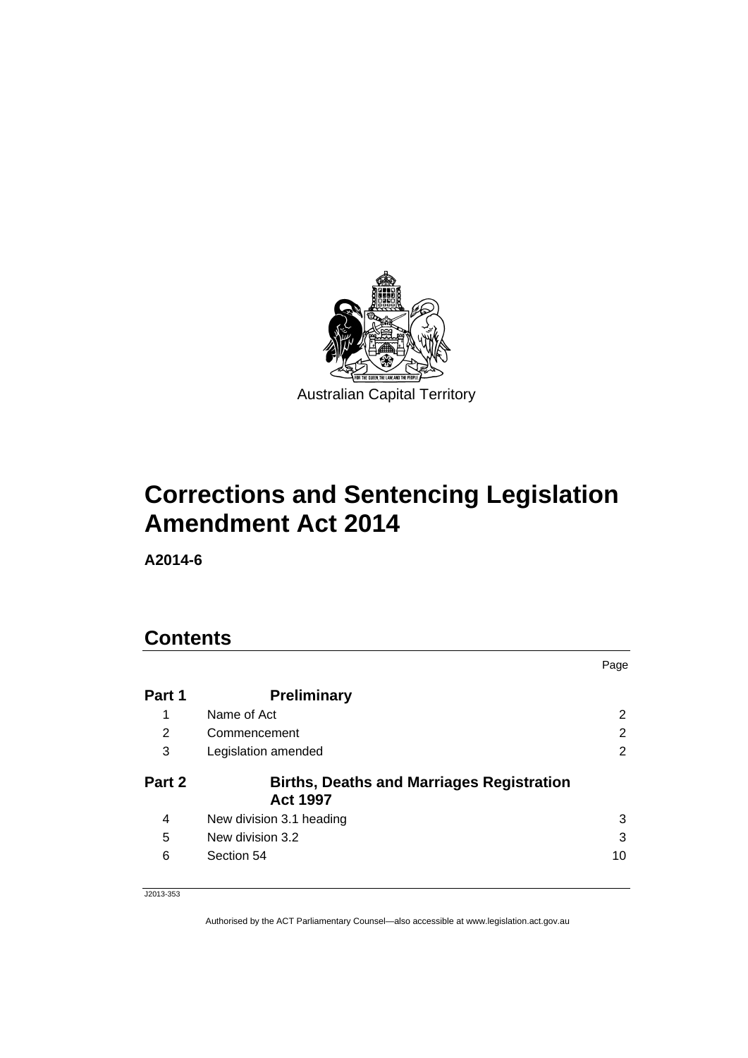Australian Capital Territory

# Corrections and Sentencing Legislation Amendment Act 2014

**A2014-6**

## Contents

| | | Page |
|---|---|---|
| **Part 1** | **Preliminary** | |
| 1 | Name of Act | 2 |
| 2 | Commencement | 2 |
| 3 | Legislation amended | 2 |
| **Part 2** | **Births, Deaths and Marriages Registration Act 1997** | |
| 4 | New division 3.1 heading | 3 |
| 5 | New division 3.2 | 3 |
| 6 | Section 54 | 10 |

J2013-353

Authorised by the ACT Parliamentary Counsel—also accessible at www.legislation.act.gov.au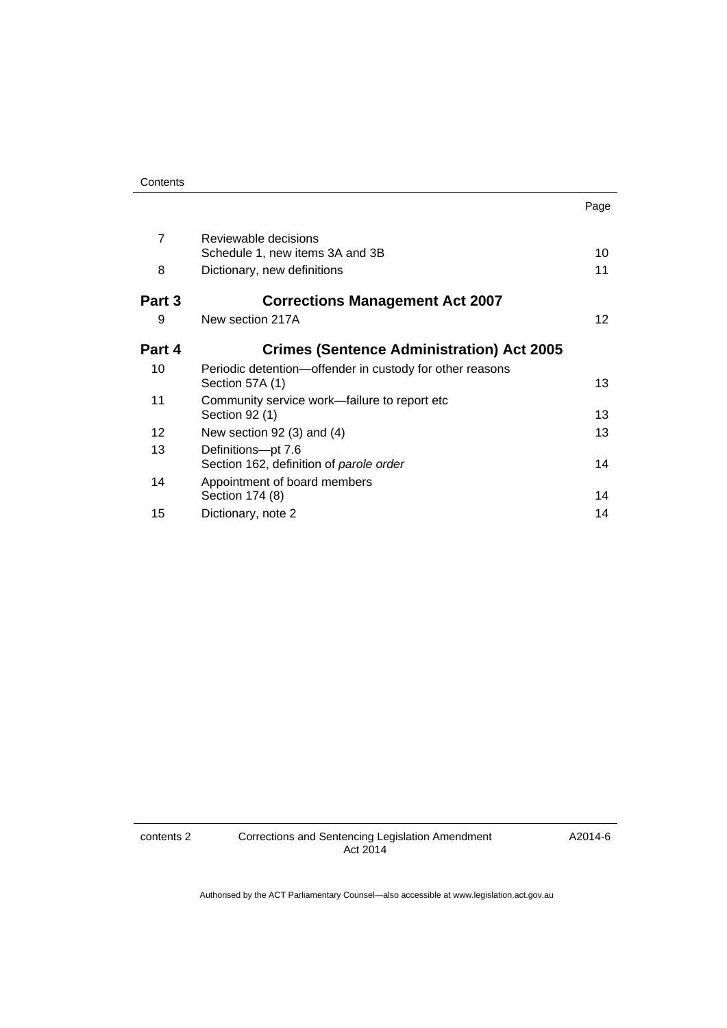| | | Page |
|---|---|---|
| 7 | Reviewable decisions<br>Schedule 1, new items 3A and 3B | 10 |
| 8 | Dictionary, new definitions | 11 |
| **Part 3** | **Corrections Management Act 2007** | |
| 9 | New section 217A | 12 |
| **Part 4** | **Crimes (Sentence Administration) Act 2005** | |
| 10 | Periodic detention—offender in custody for other reasons<br>Section 57A (1) | 13 |
| 11 | Community service work—failure to report etc<br>Section 92 (1) | 13 |
| 12 | New section 92 (3) and (4) | 13 |
| 13 | Definitions—pt 7.6<br>Section 162, definition of *parole order* | 14 |
| 14 | Appointment of board members<br>Section 174 (8) | 14 |
| 15 | Dictionary, note 2 | 14 |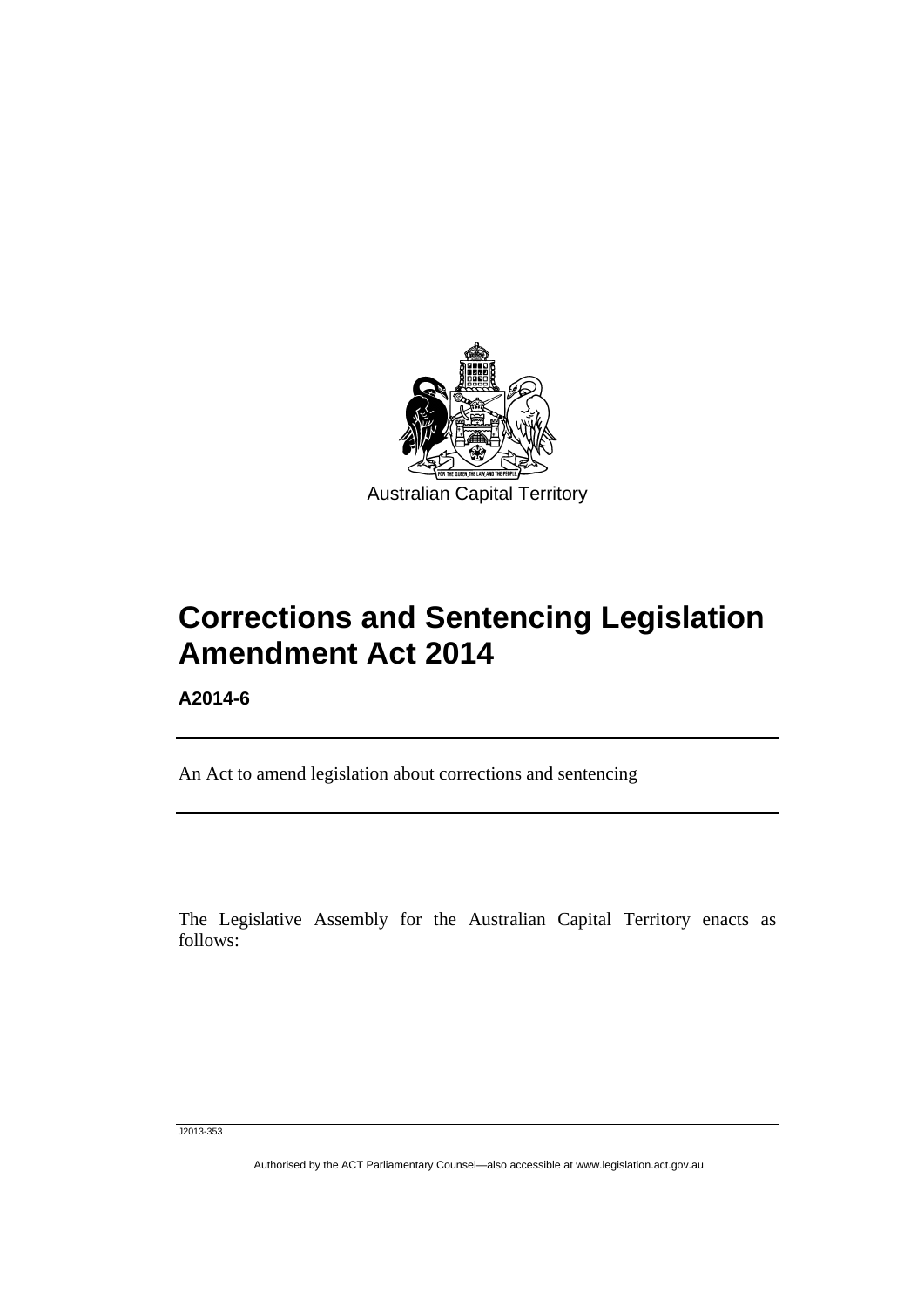Australian Capital Territory

# Corrections and Sentencing Legislation Amendment Act 2014

**A2014-6**

An Act to amend legislation about corrections and sentencing

The Legislative Assembly for the Australian Capital Territory enacts as follows:

J2013-353

Authorised by the ACT Parliamentary Counsel—also accessible at www.legislation.act.gov.au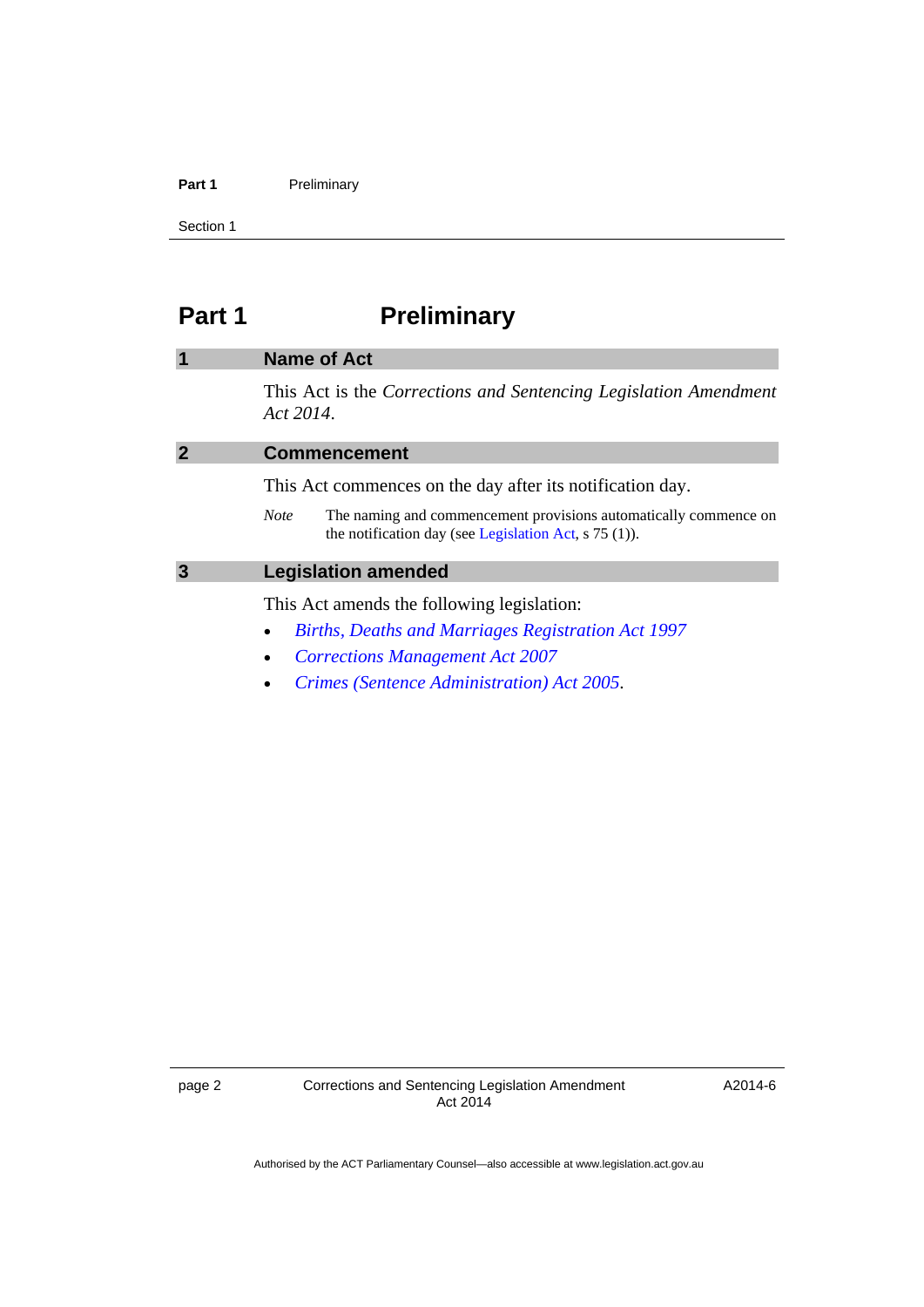# Part 1 Preliminary

## 1 Name of Act

This Act is the *Corrections and Sentencing Legislation Amendment Act 2014*.

## 2 Commencement

This Act commences on the day after its notification day.

*Note* The naming and commencement provisions automatically commence on the notification day (see Legislation Act, s 75 (1)).

## 3 Legislation amended

This Act amends the following legislation:

- *Births, Deaths and Marriages Registration Act 1997*
- *Corrections Management Act 2007*
- *Crimes (Sentence Administration) Act 2005*.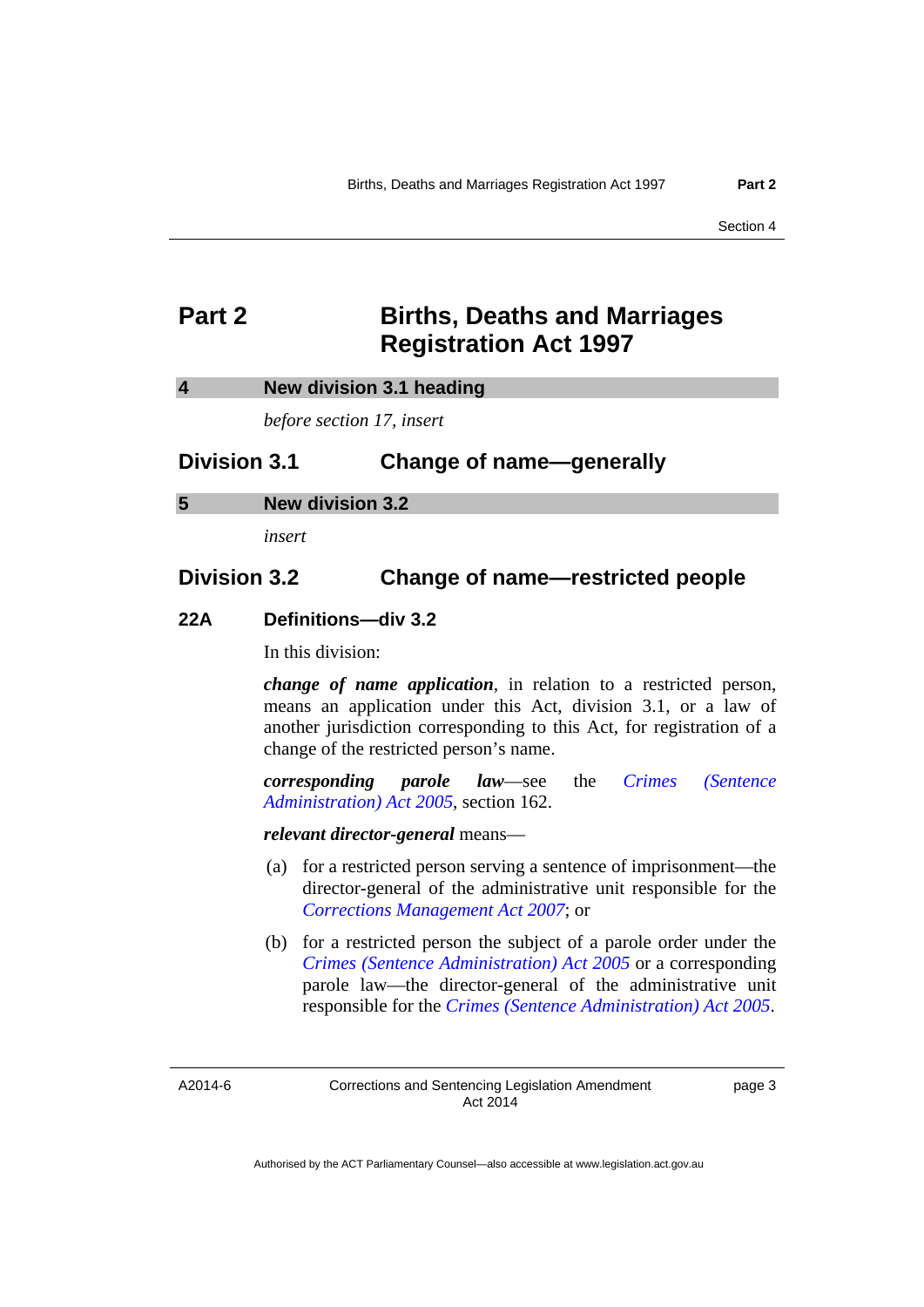# Part 2 Births, Deaths and Marriages Registration Act 1997

## 4 New division 3.1 heading

*before section 17, insert*

## Division 3.1 Change of name—generally

## 5 New division 3.2

*insert*

## Division 3.2 Change of name—restricted people

### 22A Definitions—div 3.2

In this division:

***change of name application***, in relation to a restricted person, means an application under this Act, division 3.1, or a law of another jurisdiction corresponding to this Act, for registration of a change of the restricted person's name.

***corresponding parole law***—see the *Crimes (Sentence Administration) Act 2005*, section 162.

***relevant director-general*** means—

(a) for a restricted person serving a sentence of imprisonment—the director-general of the administrative unit responsible for the *Corrections Management Act 2007*; or

(b) for a restricted person the subject of a parole order under the *Crimes (Sentence Administration) Act 2005* or a corresponding parole law—the director-general of the administrative unit responsible for the *Crimes (Sentence Administration) Act 2005*.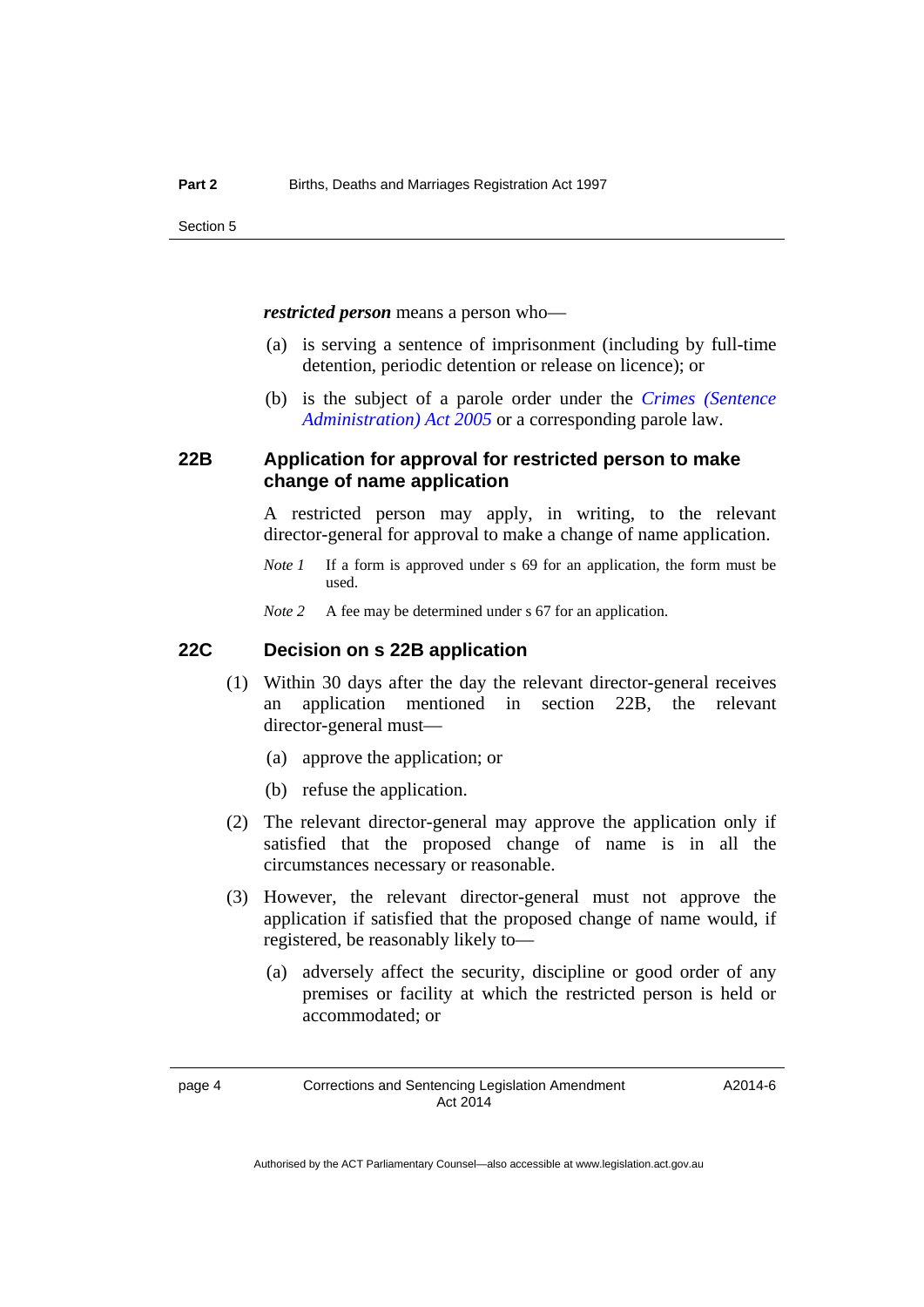***restricted person*** means a person who—

(a) is serving a sentence of imprisonment (including by full-time detention, periodic detention or release on licence); or

(b) is the subject of a parole order under the *Crimes (Sentence Administration) Act 2005* or a corresponding parole law.

### 22B Application for approval for restricted person to make change of name application

A restricted person may apply, in writing, to the relevant director-general for approval to make a change of name application.

*Note 1* If a form is approved under s 69 for an application, the form must be used.

*Note 2* A fee may be determined under s 67 for an application.

### 22C Decision on s 22B application

(1) Within 30 days after the day the relevant director-general receives an application mentioned in section 22B, the relevant director-general must—

(a) approve the application; or

(b) refuse the application.

(2) The relevant director-general may approve the application only if satisfied that the proposed change of name is in all the circumstances necessary or reasonable.

(3) However, the relevant director-general must not approve the application if satisfied that the proposed change of name would, if registered, be reasonably likely to—

(a) adversely affect the security, discipline or good order of any premises or facility at which the restricted person is held or accommodated; or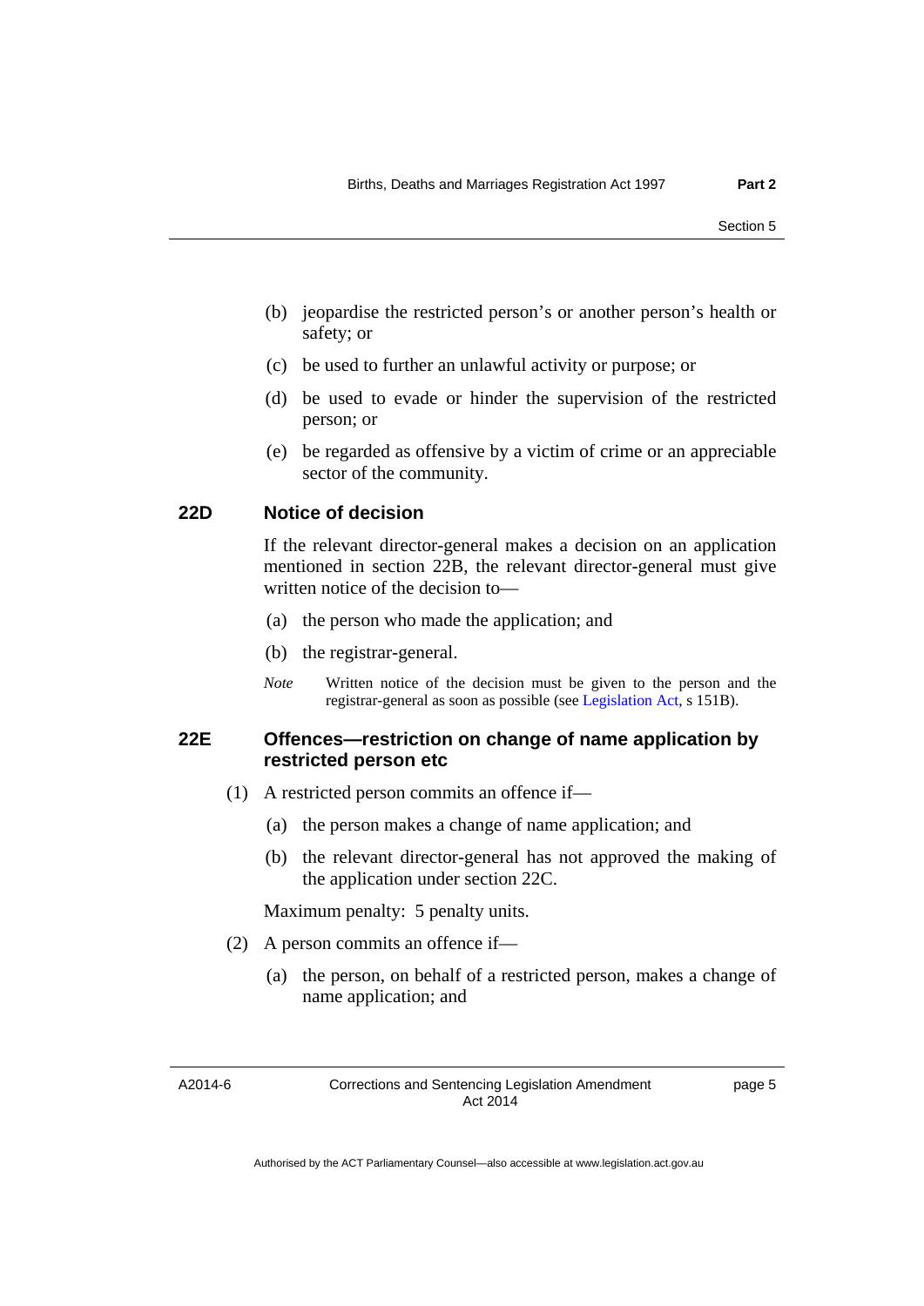(b) jeopardise the restricted person's or another person's health or safety; or

(c) be used to further an unlawful activity or purpose; or

(d) be used to evade or hinder the supervision of the restricted person; or

(e) be regarded as offensive by a victim of crime or an appreciable sector of the community.

### 22D Notice of decision

If the relevant director-general makes a decision on an application mentioned in section 22B, the relevant director-general must give written notice of the decision to—

(a) the person who made the application; and

(b) the registrar-general.

*Note* Written notice of the decision must be given to the person and the registrar-general as soon as possible (see Legislation Act, s 151B).

### 22E Offences—restriction on change of name application by restricted person etc

(1) A restricted person commits an offence if—

(a) the person makes a change of name application; and

(b) the relevant director-general has not approved the making of the application under section 22C.

Maximum penalty: 5 penalty units.

(2) A person commits an offence if—

(a) the person, on behalf of a restricted person, makes a change of name application; and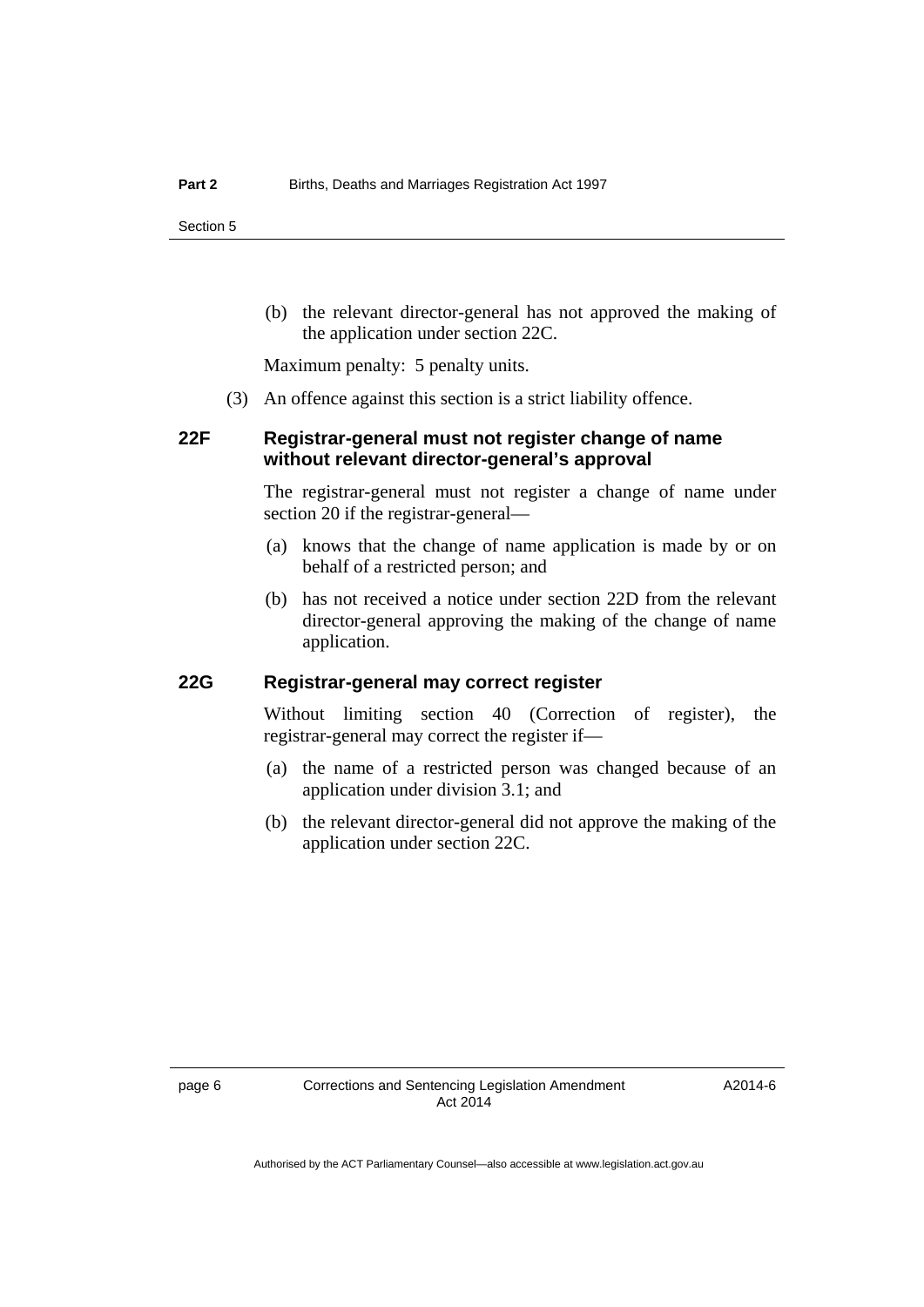(b) the relevant director-general has not approved the making of the application under section 22C.

Maximum penalty: 5 penalty units.

(3) An offence against this section is a strict liability offence.

### 22F Registrar-general must not register change of name without relevant director-general's approval

The registrar-general must not register a change of name under section 20 if the registrar-general—

(a) knows that the change of name application is made by or on behalf of a restricted person; and

(b) has not received a notice under section 22D from the relevant director-general approving the making of the change of name application.

### 22G Registrar-general may correct register

Without limiting section 40 (Correction of register), the registrar-general may correct the register if—

(a) the name of a restricted person was changed because of an application under division 3.1; and

(b) the relevant director-general did not approve the making of the application under section 22C.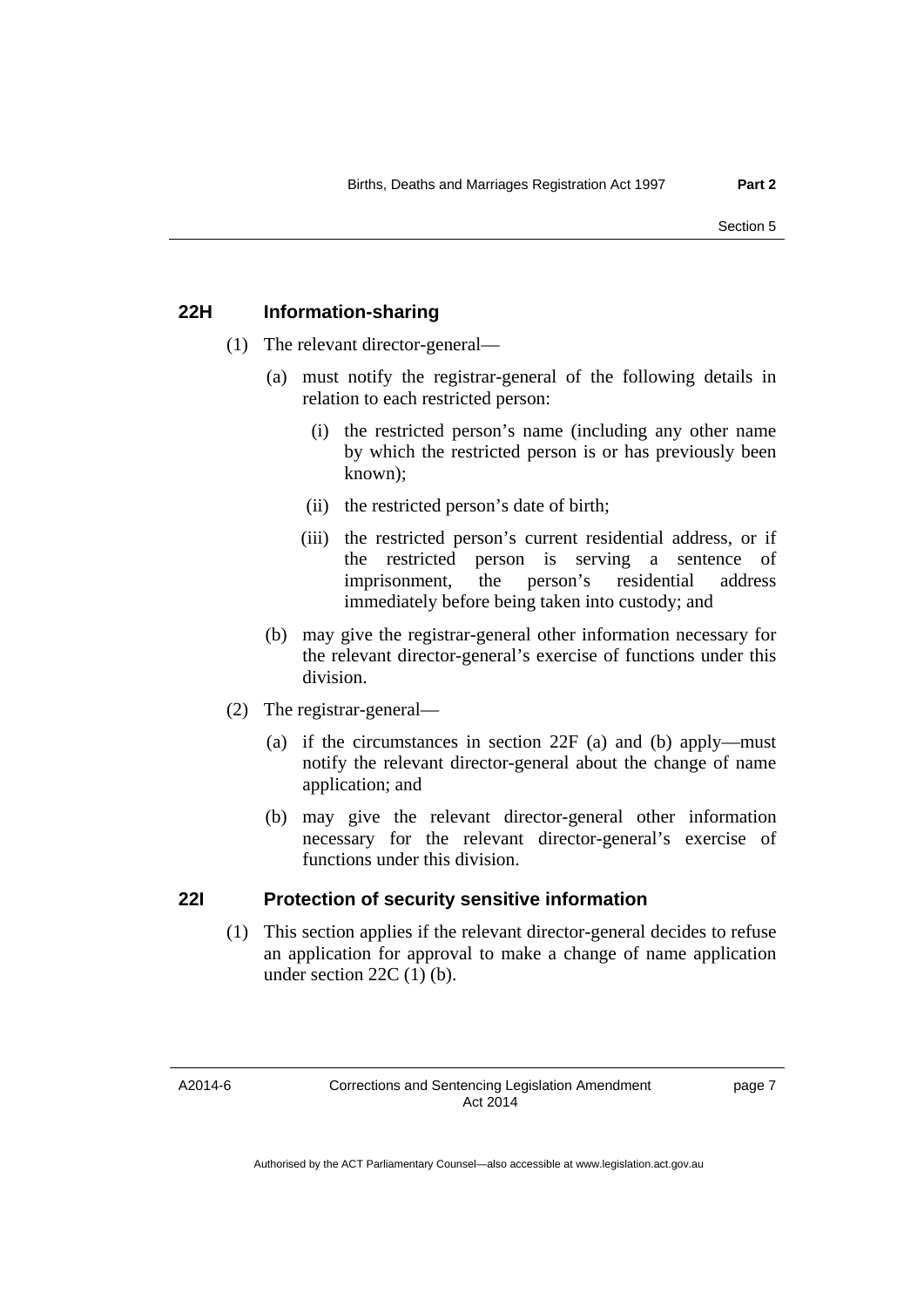### 22H Information-sharing

(1) The relevant director-general—

(a) must notify the registrar-general of the following details in relation to each restricted person:

(i) the restricted person's name (including any other name by which the restricted person is or has previously been known);

(ii) the restricted person's date of birth;

(iii) the restricted person's current residential address, or if the restricted person is serving a sentence of imprisonment, the person's residential address immediately before being taken into custody; and

(b) may give the registrar-general other information necessary for the relevant director-general's exercise of functions under this division.

(2) The registrar-general—

(a) if the circumstances in section 22F (a) and (b) apply—must notify the relevant director-general about the change of name application; and

(b) may give the relevant director-general other information necessary for the relevant director-general's exercise of functions under this division.

### 22I Protection of security sensitive information

(1) This section applies if the relevant director-general decides to refuse an application for approval to make a change of name application under section 22C (1) (b).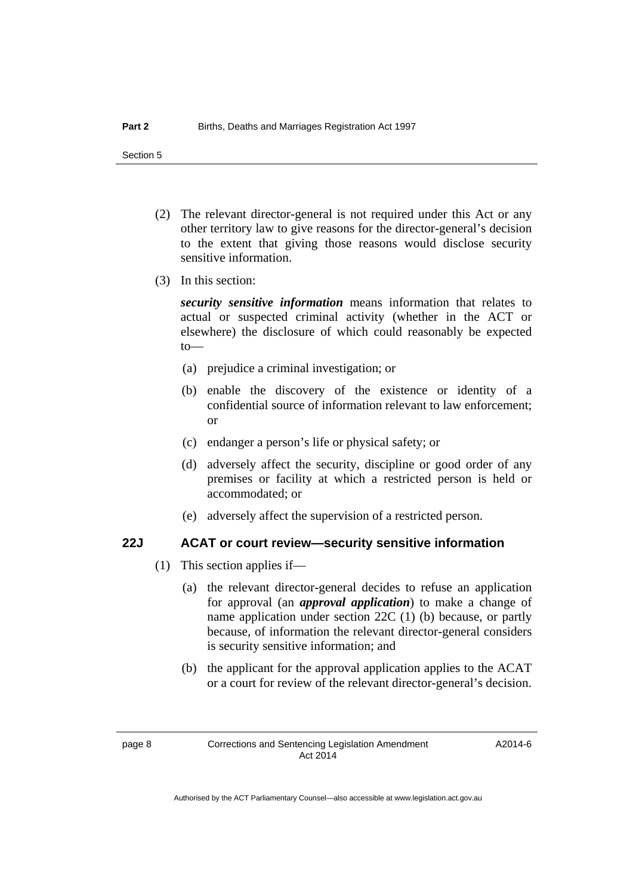(2) The relevant director-general is not required under this Act or any other territory law to give reasons for the director-general's decision to the extent that giving those reasons would disclose security sensitive information.

(3) In this section:

***security sensitive information*** means information that relates to actual or suspected criminal activity (whether in the ACT or elsewhere) the disclosure of which could reasonably be expected to—

(a) prejudice a criminal investigation; or

(b) enable the discovery of the existence or identity of a confidential source of information relevant to law enforcement; or

(c) endanger a person's life or physical safety; or

(d) adversely affect the security, discipline or good order of any premises or facility at which a restricted person is held or accommodated; or

(e) adversely affect the supervision of a restricted person.

### 22J ACAT or court review—security sensitive information

(1) This section applies if—

(a) the relevant director-general decides to refuse an application for approval (an ***approval application***) to make a change of name application under section 22C (1) (b) because, or partly because, of information the relevant director-general considers is security sensitive information; and

(b) the applicant for the approval application applies to the ACAT or a court for review of the relevant director-general's decision.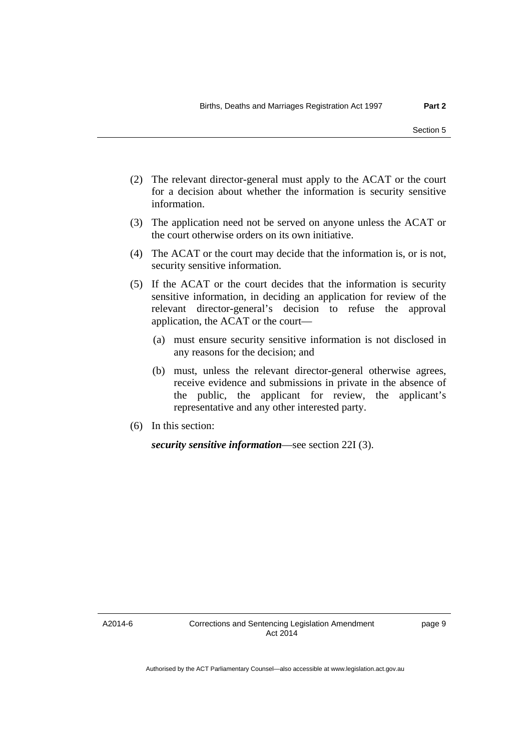(2) The relevant director-general must apply to the ACAT or the court for a decision about whether the information is security sensitive information.

(3) The application need not be served on anyone unless the ACAT or the court otherwise orders on its own initiative.

(4) The ACAT or the court may decide that the information is, or is not, security sensitive information.

(5) If the ACAT or the court decides that the information is security sensitive information, in deciding an application for review of the relevant director-general's decision to refuse the approval application, the ACAT or the court—

  (a) must ensure security sensitive information is not disclosed in any reasons for the decision; and

  (b) must, unless the relevant director-general otherwise agrees, receive evidence and submissions in private in the absence of the public, the applicant for review, the applicant's representative and any other interested party.

(6) In this section:

***security sensitive information***—see section 22I (3).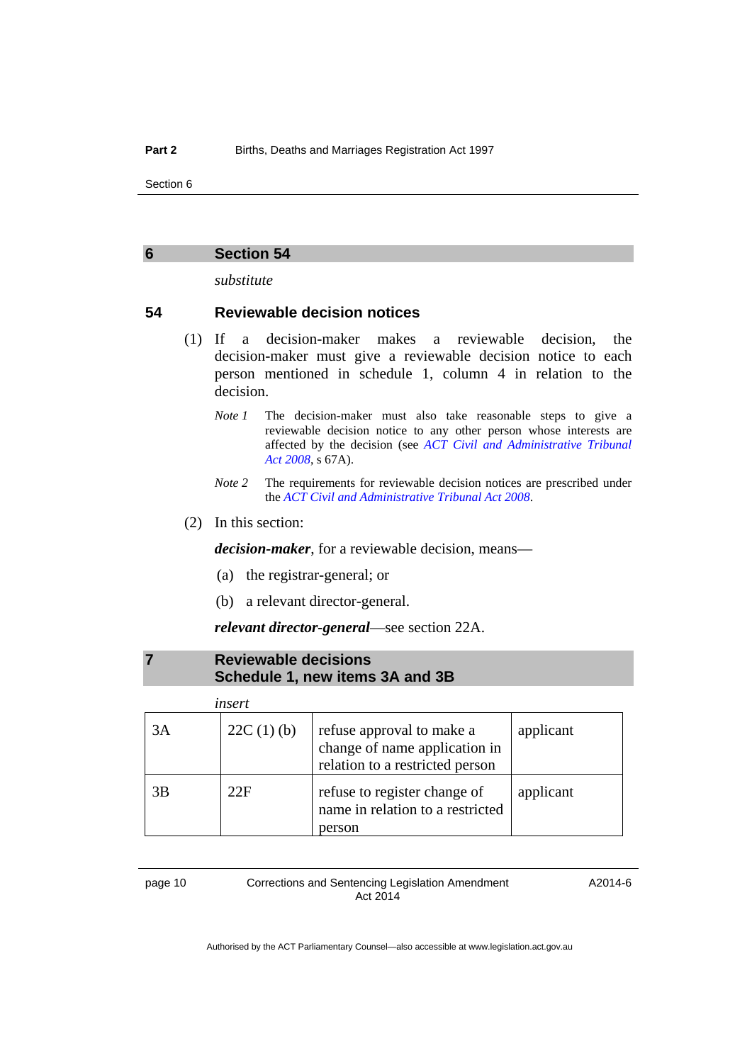## 6 Section 54

*substitute*

### 54 Reviewable decision notices

(1) If a decision-maker makes a reviewable decision, the decision-maker must give a reviewable decision notice to each person mentioned in schedule 1, column 4 in relation to the decision.

*Note 1* The decision-maker must also take reasonable steps to give a reviewable decision notice to any other person whose interests are affected by the decision (see *ACT Civil and Administrative Tribunal Act 2008*, s 67A).

*Note 2* The requirements for reviewable decision notices are prescribed under the *ACT Civil and Administrative Tribunal Act 2008*.

(2) In this section:

***decision-maker***, for a reviewable decision, means—

(a) the registrar-general; or

(b) a relevant director-general.

***relevant director-general***—see section 22A.

## 7 Reviewable decisions Schedule 1, new items 3A and 3B

*insert*

| | | | |
|---|---|---|---|
| 3A | 22C (1) (b) | refuse approval to make a change of name application in relation to a restricted person | applicant |
| 3B | 22F | refuse to register change of name in relation to a restricted person | applicant |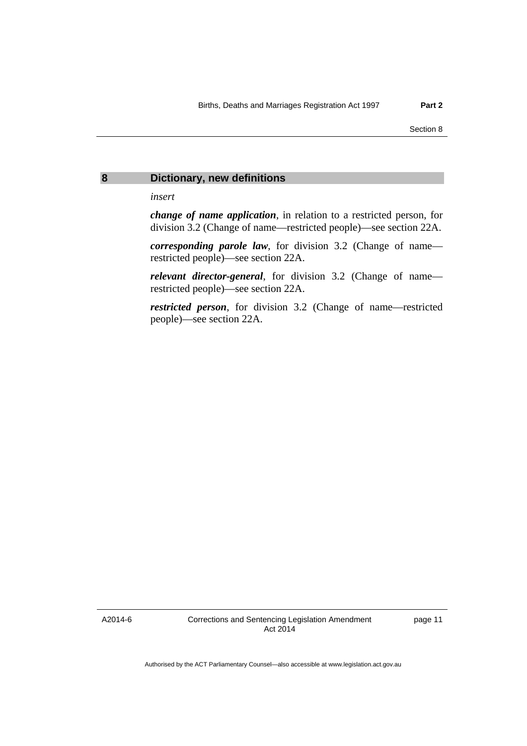## 8 Dictionary, new definitions

*insert*

***change of name application***, in relation to a restricted person, for division 3.2 (Change of name—restricted people)—see section 22A.

***corresponding parole law***, for division 3.2 (Change of name—restricted people)—see section 22A.

***relevant director-general***, for division 3.2 (Change of name—restricted people)—see section 22A.

***restricted person***, for division 3.2 (Change of name—restricted people)—see section 22A.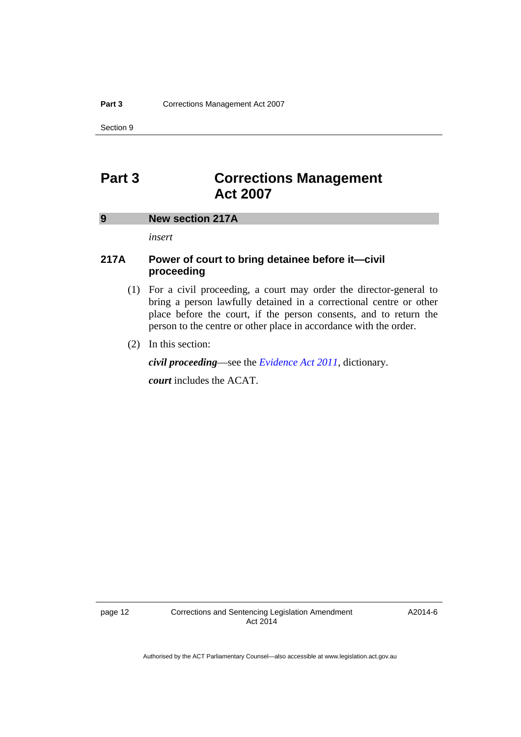# Part 3 Corrections Management Act 2007

## 9 New section 217A

*insert*

### 217A Power of court to bring detainee before it—civil proceeding

(1) For a civil proceeding, a court may order the director-general to bring a person lawfully detained in a correctional centre or other place before the court, if the person consents, and to return the person to the centre or other place in accordance with the order.

(2) In this section:

***civil proceeding***—see the *Evidence Act 2011*, dictionary.

***court*** includes the ACAT.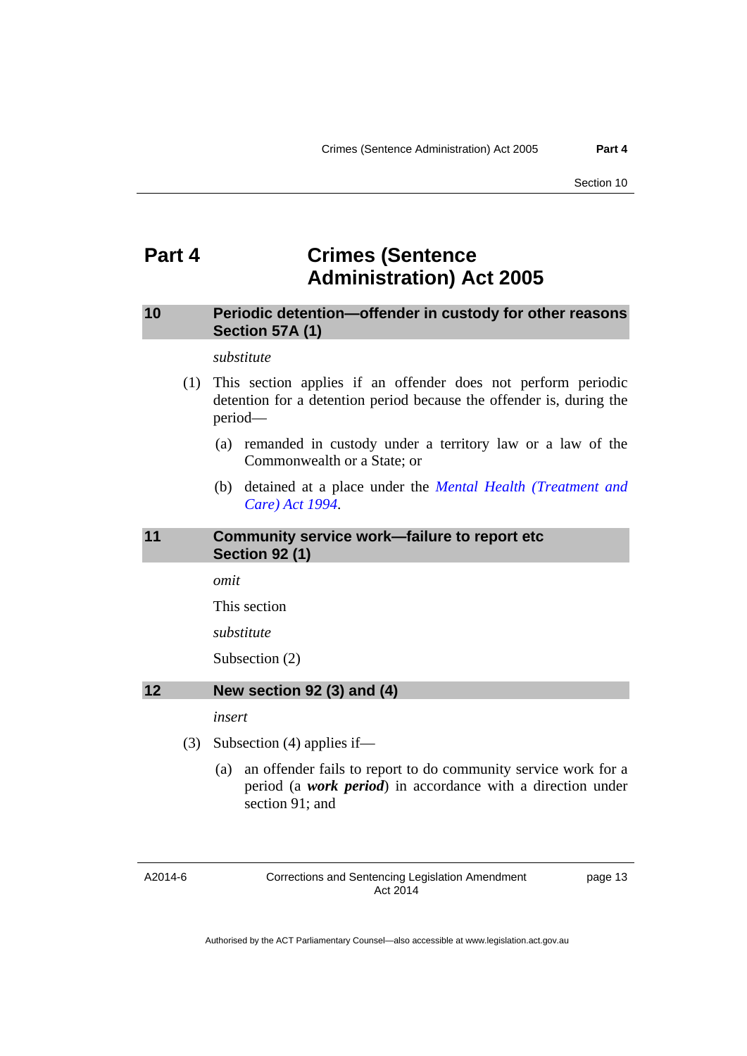# Part 4 Crimes (Sentence Administration) Act 2005

### 10 Periodic detention—offender in custody for other reasons Section 57A (1)

*substitute*

(1) This section applies if an offender does not perform periodic detention for a detention period because the offender is, during the period—

(a) remanded in custody under a territory law or a law of the Commonwealth or a State; or

(b) detained at a place under the *Mental Health (Treatment and Care) Act 1994*.

### 11 Community service work—failure to report etc Section 92 (1)

*omit*

This section

*substitute*

Subsection (2)

### 12 New section 92 (3) and (4)

*insert*

(3) Subsection (4) applies if—

(a) an offender fails to report to do community service work for a period (a ***work period***) in accordance with a direction under section 91; and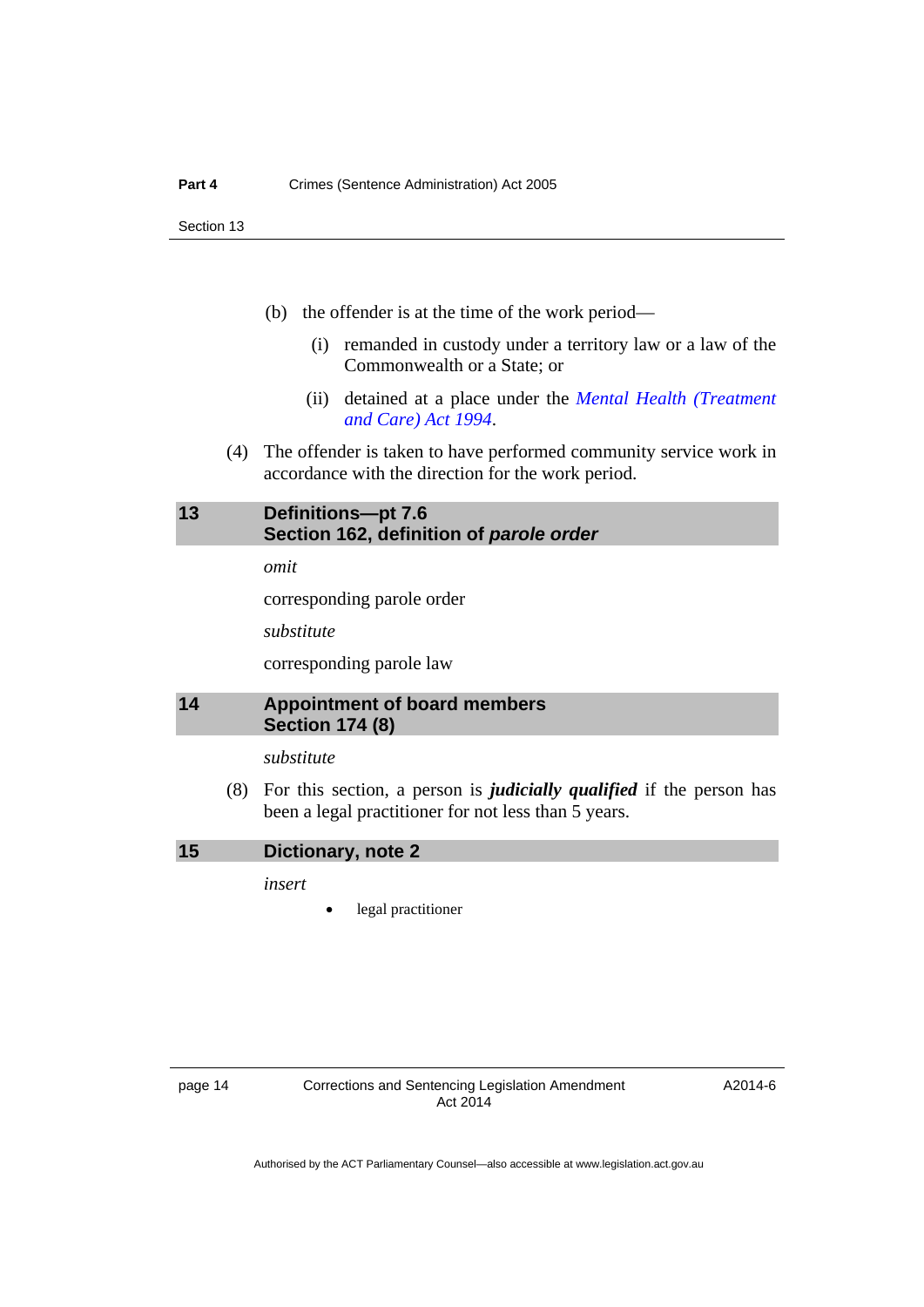(b) the offender is at the time of the work period—

(i) remanded in custody under a territory law or a law of the Commonwealth or a State; or

(ii) detained at a place under the *Mental Health (Treatment and Care) Act 1994*.

(4) The offender is taken to have performed community service work in accordance with the direction for the work period.

## 13 Definitions—pt 7.6 Section 162, definition of *parole order*

*omit*

corresponding parole order

*substitute*

corresponding parole law

## 14 Appointment of board members Section 174 (8)

*substitute*

(8) For this section, a person is ***judicially qualified*** if the person has been a legal practitioner for not less than 5 years.

## 15 Dictionary, note 2

*insert*

- legal practitioner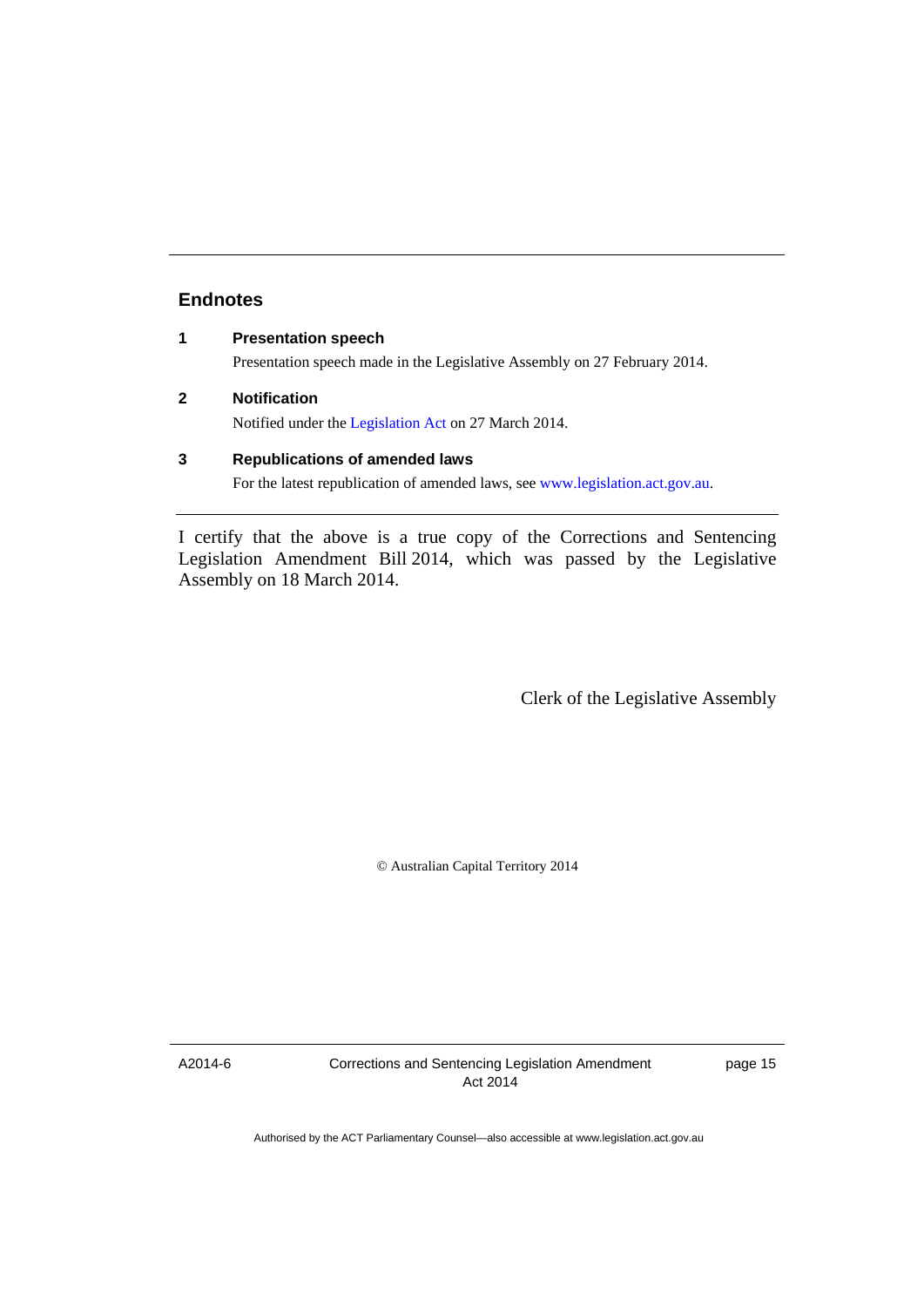## Endnotes

**1 Presentation speech**

Presentation speech made in the Legislative Assembly on 27 February 2014.

**2 Notification**

Notified under the Legislation Act on 27 March 2014.

**3 Republications of amended laws**

For the latest republication of amended laws, see www.legislation.act.gov.au.

I certify that the above is a true copy of the Corrections and Sentencing Legislation Amendment Bill 2014, which was passed by the Legislative Assembly on 18 March 2014.

Clerk of the Legislative Assembly

© Australian Capital Territory 2014